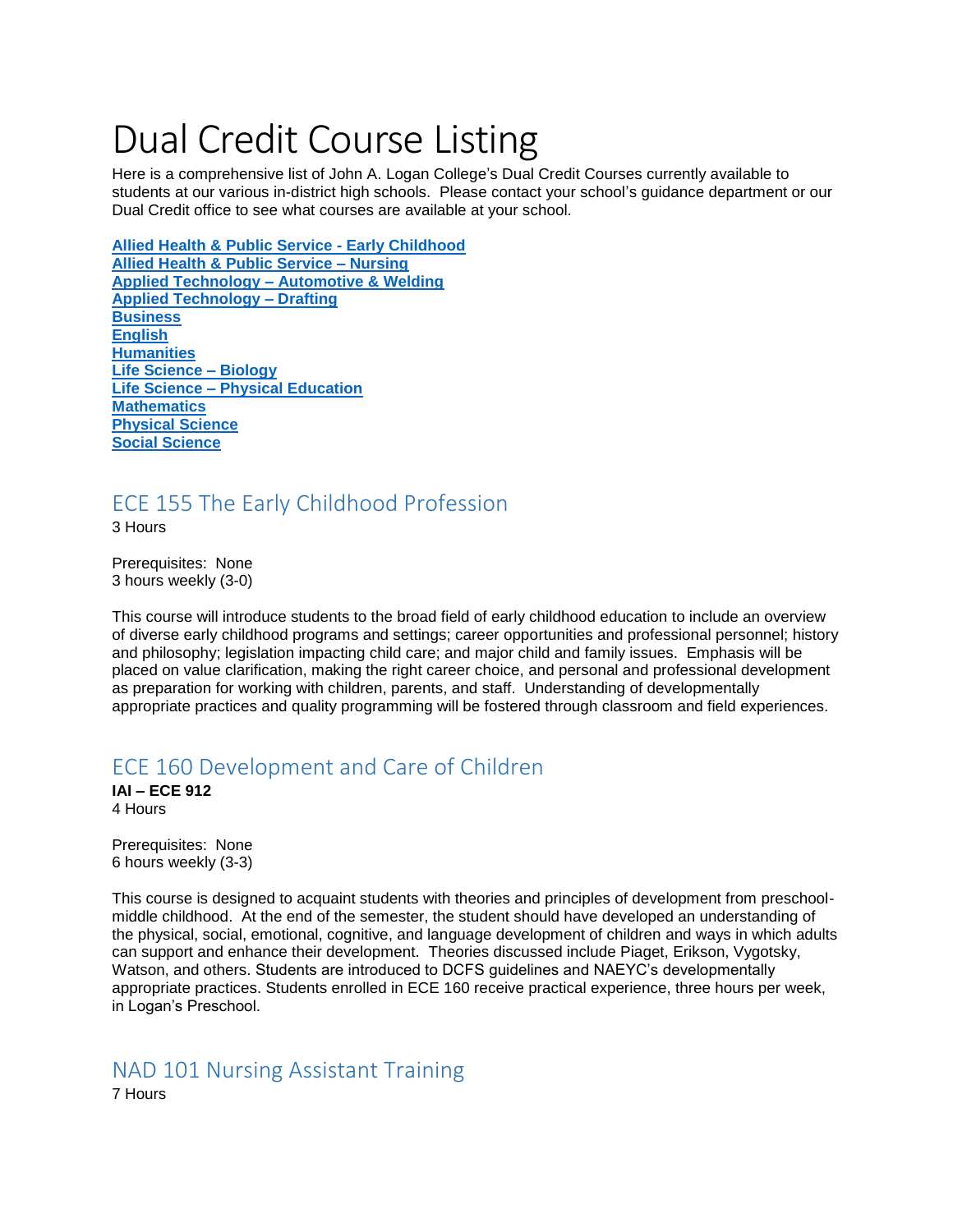# Dual Credit Course Listing

Here is a comprehensive list of John A. Logan College's Dual Credit Courses currently available to students at our various in-district high schools. Please contact your school's guidance department or our Dual Credit office to see what courses are available at your school.

**Allied Health & Public Service - Early Childhood**
**Allied Health & Public Service – Nursing**
**Applied Technology – Automotive & Welding**
**Applied Technology – Drafting**
**Business**
**English**
**Humanities**
**Life Science – Biology**
**Life Science – Physical Education**
**Mathematics**
**Physical Science**
**Social Science**

## ECE 155 The Early Childhood Profession

3 Hours

Prerequisites: None
3 hours weekly (3-0)

This course will introduce students to the broad field of early childhood education to include an overview of diverse early childhood programs and settings; career opportunities and professional personnel; history and philosophy; legislation impacting child care; and major child and family issues. Emphasis will be placed on value clarification, making the right career choice, and personal and professional development as preparation for working with children, parents, and staff. Understanding of developmentally appropriate practices and quality programming will be fostered through classroom and field experiences.

## ECE 160 Development and Care of Children

**IAI – ECE 912**
4 Hours

Prerequisites: None
6 hours weekly (3-3)

This course is designed to acquaint students with theories and principles of development from preschool-middle childhood. At the end of the semester, the student should have developed an understanding of the physical, social, emotional, cognitive, and language development of children and ways in which adults can support and enhance their development. Theories discussed include Piaget, Erikson, Vygotsky, Watson, and others. Students are introduced to DCFS guidelines and NAEYC's developmentally appropriate practices. Students enrolled in ECE 160 receive practical experience, three hours per week, in Logan's Preschool.

## NAD 101 Nursing Assistant Training

7 Hours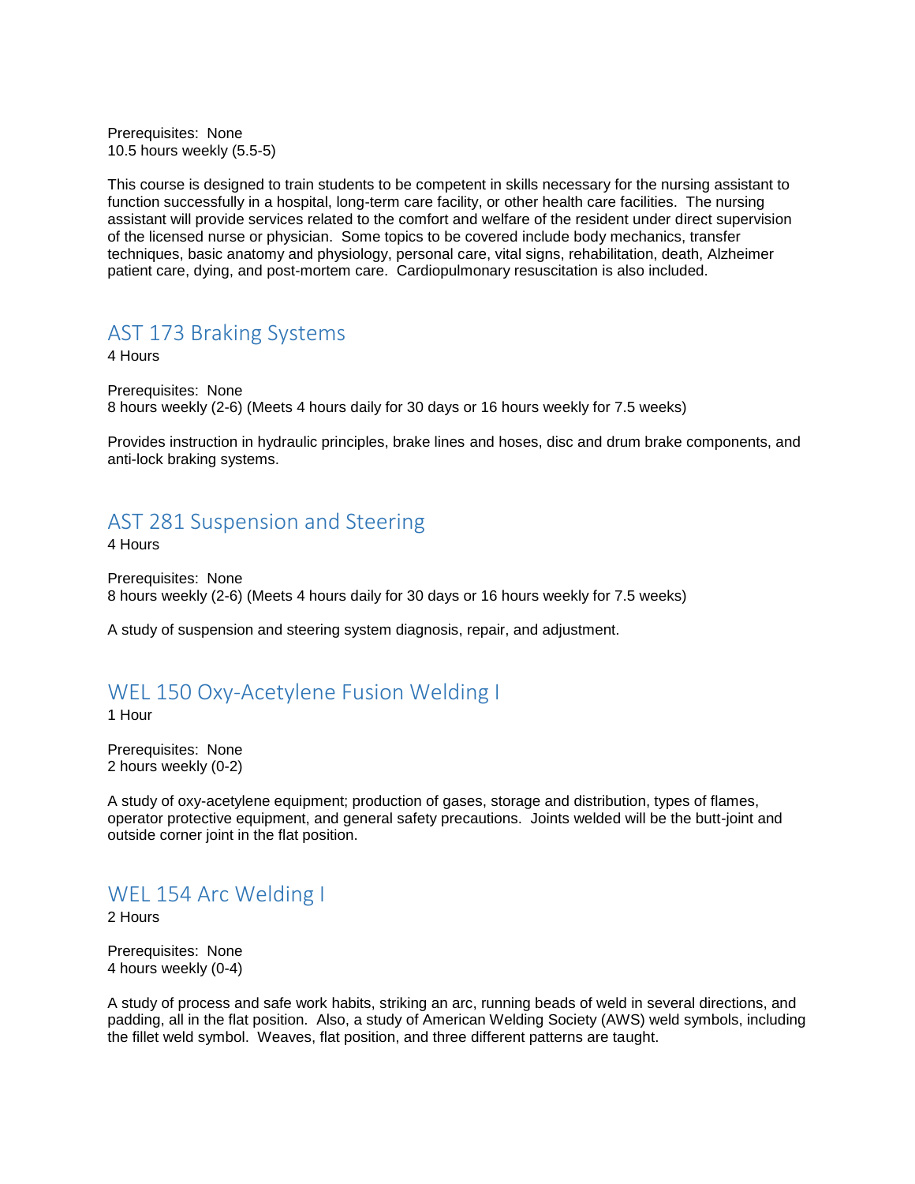Prerequisites: None
10.5 hours weekly (5.5-5)

This course is designed to train students to be competent in skills necessary for the nursing assistant to function successfully in a hospital, long-term care facility, or other health care facilities. The nursing assistant will provide services related to the comfort and welfare of the resident under direct supervision of the licensed nurse or physician. Some topics to be covered include body mechanics, transfer techniques, basic anatomy and physiology, personal care, vital signs, rehabilitation, death, Alzheimer patient care, dying, and post-mortem care. Cardiopulmonary resuscitation is also included.

## AST 173 Braking Systems

4 Hours

Prerequisites: None
8 hours weekly (2-6) (Meets 4 hours daily for 30 days or 16 hours weekly for 7.5 weeks)

Provides instruction in hydraulic principles, brake lines and hoses, disc and drum brake components, and anti-lock braking systems.

## AST 281 Suspension and Steering

4 Hours

Prerequisites: None
8 hours weekly (2-6) (Meets 4 hours daily for 30 days or 16 hours weekly for 7.5 weeks)

A study of suspension and steering system diagnosis, repair, and adjustment.

## WEL 150 Oxy-Acetylene Fusion Welding I

1 Hour

Prerequisites: None
2 hours weekly (0-2)

A study of oxy-acetylene equipment; production of gases, storage and distribution, types of flames, operator protective equipment, and general safety precautions. Joints welded will be the butt-joint and outside corner joint in the flat position.

## WEL 154 Arc Welding I

2 Hours

Prerequisites: None
4 hours weekly (0-4)

A study of process and safe work habits, striking an arc, running beads of weld in several directions, and padding, all in the flat position. Also, a study of American Welding Society (AWS) weld symbols, including the fillet weld symbol. Weaves, flat position, and three different patterns are taught.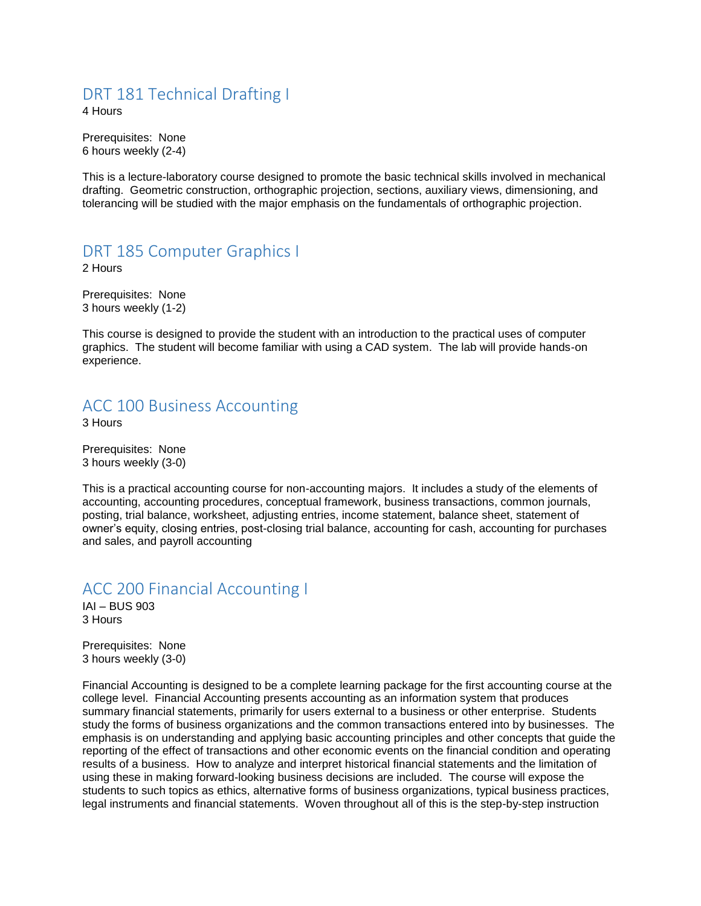## DRT 181 Technical Drafting I

4 Hours

Prerequisites: None
6 hours weekly (2-4)

This is a lecture-laboratory course designed to promote the basic technical skills involved in mechanical drafting. Geometric construction, orthographic projection, sections, auxiliary views, dimensioning, and tolerancing will be studied with the major emphasis on the fundamentals of orthographic projection.

## DRT 185 Computer Graphics I

2 Hours

Prerequisites: None
3 hours weekly (1-2)

This course is designed to provide the student with an introduction to the practical uses of computer graphics. The student will become familiar with using a CAD system. The lab will provide hands-on experience.

## ACC 100 Business Accounting

3 Hours

Prerequisites: None
3 hours weekly (3-0)

This is a practical accounting course for non-accounting majors. It includes a study of the elements of accounting, accounting procedures, conceptual framework, business transactions, common journals, posting, trial balance, worksheet, adjusting entries, income statement, balance sheet, statement of owner's equity, closing entries, post-closing trial balance, accounting for cash, accounting for purchases and sales, and payroll accounting

## ACC 200 Financial Accounting I

IAI – BUS 903
3 Hours

Prerequisites: None
3 hours weekly (3-0)

Financial Accounting is designed to be a complete learning package for the first accounting course at the college level. Financial Accounting presents accounting as an information system that produces summary financial statements, primarily for users external to a business or other enterprise. Students study the forms of business organizations and the common transactions entered into by businesses. The emphasis is on understanding and applying basic accounting principles and other concepts that guide the reporting of the effect of transactions and other economic events on the financial condition and operating results of a business. How to analyze and interpret historical financial statements and the limitation of using these in making forward-looking business decisions are included. The course will expose the students to such topics as ethics, alternative forms of business organizations, typical business practices, legal instruments and financial statements. Woven throughout all of this is the step-by-step instruction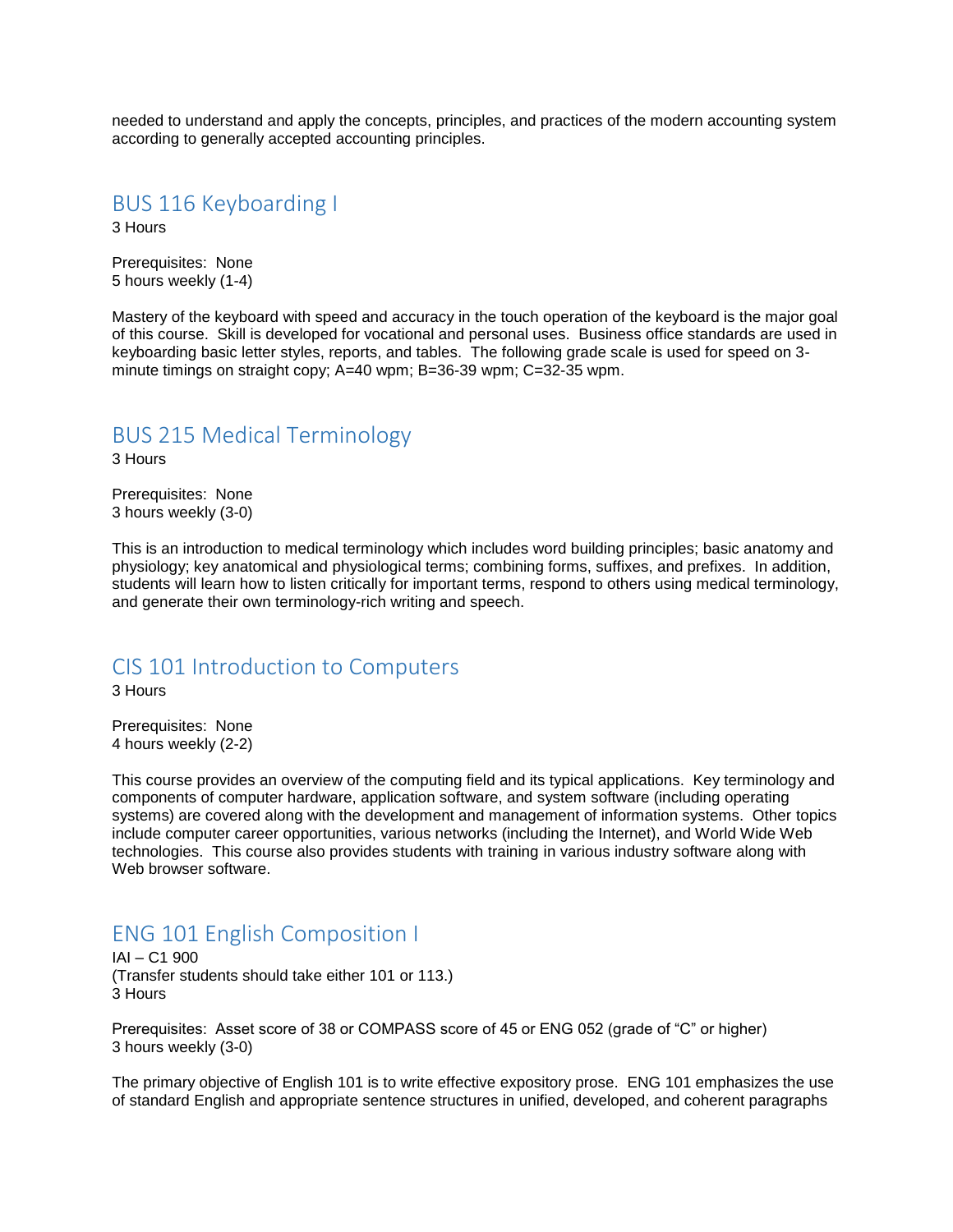needed to understand and apply the concepts, principles, and practices of the modern accounting system according to generally accepted accounting principles.

## BUS 116 Keyboarding I

3 Hours

Prerequisites: None
5 hours weekly (1-4)

Mastery of the keyboard with speed and accuracy in the touch operation of the keyboard is the major goal of this course. Skill is developed for vocational and personal uses. Business office standards are used in keyboarding basic letter styles, reports, and tables. The following grade scale is used for speed on 3-minute timings on straight copy; A=40 wpm; B=36-39 wpm; C=32-35 wpm.

## BUS 215 Medical Terminology

3 Hours

Prerequisites: None
3 hours weekly (3-0)

This is an introduction to medical terminology which includes word building principles; basic anatomy and physiology; key anatomical and physiological terms; combining forms, suffixes, and prefixes. In addition, students will learn how to listen critically for important terms, respond to others using medical terminology, and generate their own terminology-rich writing and speech.

## CIS 101 Introduction to Computers

3 Hours

Prerequisites: None
4 hours weekly (2-2)

This course provides an overview of the computing field and its typical applications. Key terminology and components of computer hardware, application software, and system software (including operating systems) are covered along with the development and management of information systems. Other topics include computer career opportunities, various networks (including the Internet), and World Wide Web technologies. This course also provides students with training in various industry software along with Web browser software.

## ENG 101 English Composition I

IAI – C1 900
(Transfer students should take either 101 or 113.)
3 Hours

Prerequisites: Asset score of 38 or COMPASS score of 45 or ENG 052 (grade of "C" or higher)
3 hours weekly (3-0)

The primary objective of English 101 is to write effective expository prose. ENG 101 emphasizes the use of standard English and appropriate sentence structures in unified, developed, and coherent paragraphs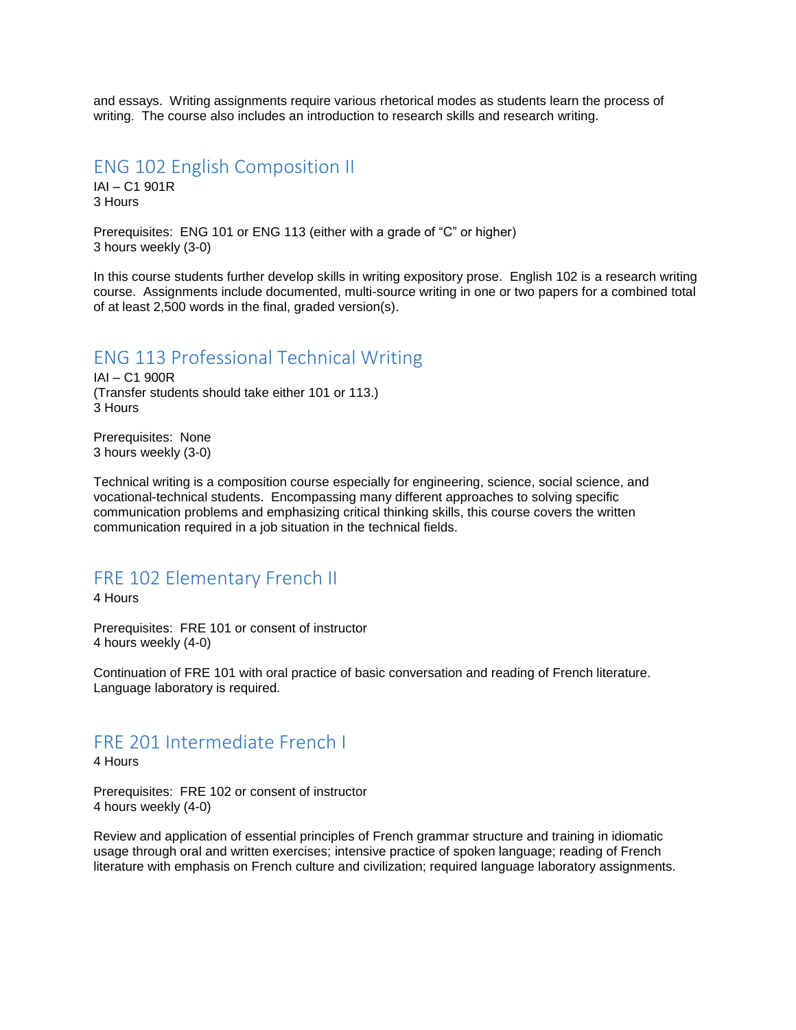and essays. Writing assignments require various rhetorical modes as students learn the process of writing. The course also includes an introduction to research skills and research writing.

## ENG 102 English Composition II

IAI – C1 901R
3 Hours

Prerequisites: ENG 101 or ENG 113 (either with a grade of "C" or higher)
3 hours weekly (3-0)

In this course students further develop skills in writing expository prose. English 102 is a research writing course. Assignments include documented, multi-source writing in one or two papers for a combined total of at least 2,500 words in the final, graded version(s).

## ENG 113 Professional Technical Writing

IAI – C1 900R
(Transfer students should take either 101 or 113.)
3 Hours

Prerequisites: None
3 hours weekly (3-0)

Technical writing is a composition course especially for engineering, science, social science, and vocational-technical students. Encompassing many different approaches to solving specific communication problems and emphasizing critical thinking skills, this course covers the written communication required in a job situation in the technical fields.

## FRE 102 Elementary French II

4 Hours

Prerequisites: FRE 101 or consent of instructor
4 hours weekly (4-0)

Continuation of FRE 101 with oral practice of basic conversation and reading of French literature. Language laboratory is required.

## FRE 201 Intermediate French I

4 Hours

Prerequisites: FRE 102 or consent of instructor
4 hours weekly (4-0)

Review and application of essential principles of French grammar structure and training in idiomatic usage through oral and written exercises; intensive practice of spoken language; reading of French literature with emphasis on French culture and civilization; required language laboratory assignments.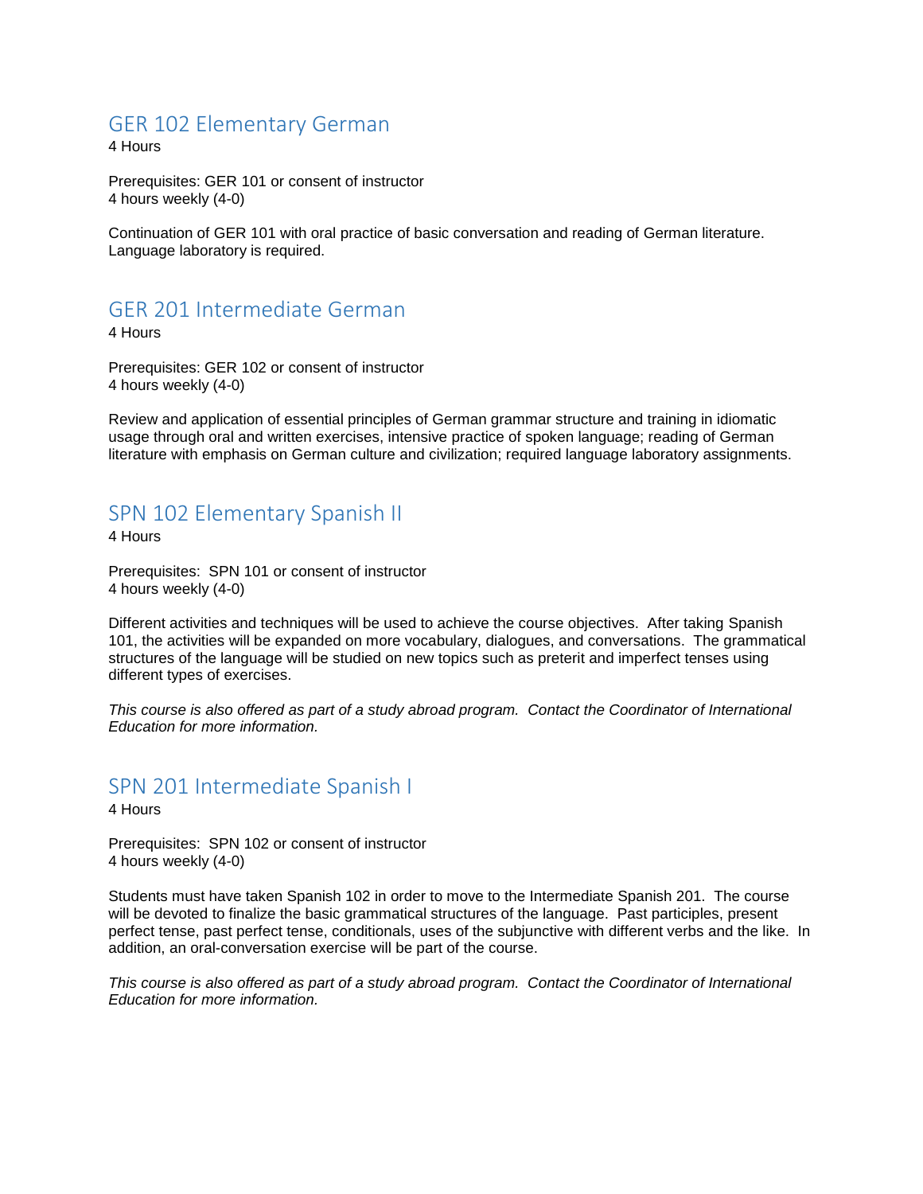## GER 102 Elementary German

4 Hours

Prerequisites: GER 101 or consent of instructor
4 hours weekly (4-0)

Continuation of GER 101 with oral practice of basic conversation and reading of German literature. Language laboratory is required.

## GER 201 Intermediate German

4 Hours

Prerequisites: GER 102 or consent of instructor
4 hours weekly (4-0)

Review and application of essential principles of German grammar structure and training in idiomatic usage through oral and written exercises, intensive practice of spoken language; reading of German literature with emphasis on German culture and civilization; required language laboratory assignments.

## SPN 102 Elementary Spanish II

4 Hours

Prerequisites: SPN 101 or consent of instructor
4 hours weekly (4-0)

Different activities and techniques will be used to achieve the course objectives. After taking Spanish 101, the activities will be expanded on more vocabulary, dialogues, and conversations. The grammatical structures of the language will be studied on new topics such as preterit and imperfect tenses using different types of exercises.

*This course is also offered as part of a study abroad program. Contact the Coordinator of International Education for more information.*

## SPN 201 Intermediate Spanish I

4 Hours

Prerequisites: SPN 102 or consent of instructor
4 hours weekly (4-0)

Students must have taken Spanish 102 in order to move to the Intermediate Spanish 201. The course will be devoted to finalize the basic grammatical structures of the language. Past participles, present perfect tense, past perfect tense, conditionals, uses of the subjunctive with different verbs and the like. In addition, an oral-conversation exercise will be part of the course.

*This course is also offered as part of a study abroad program. Contact the Coordinator of International Education for more information.*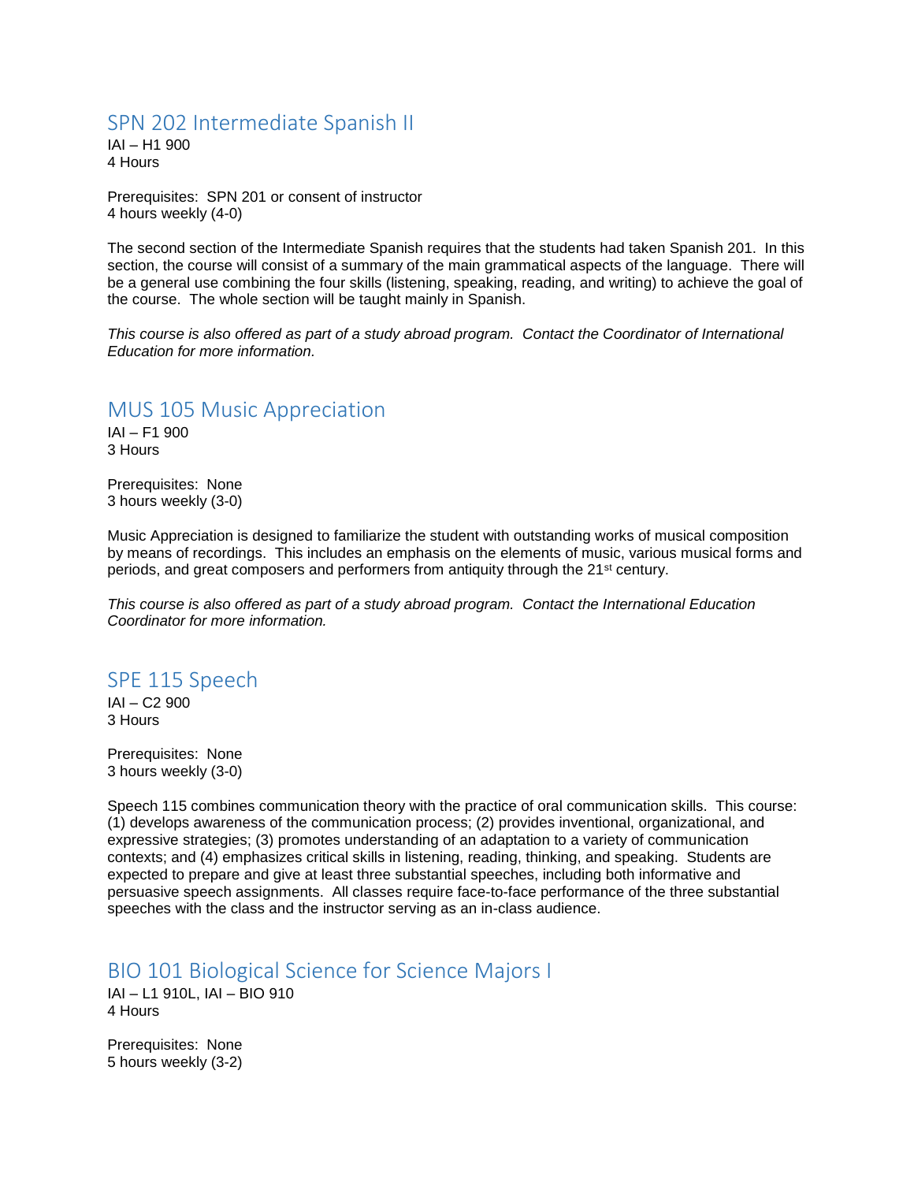## SPN 202 Intermediate Spanish II

IAI – H1 900
4 Hours

Prerequisites: SPN 201 or consent of instructor
4 hours weekly (4-0)

The second section of the Intermediate Spanish requires that the students had taken Spanish 201. In this section, the course will consist of a summary of the main grammatical aspects of the language. There will be a general use combining the four skills (listening, speaking, reading, and writing) to achieve the goal of the course. The whole section will be taught mainly in Spanish.

*This course is also offered as part of a study abroad program. Contact the Coordinator of International Education for more information.*

## MUS 105 Music Appreciation

IAI – F1 900
3 Hours

Prerequisites: None
3 hours weekly (3-0)

Music Appreciation is designed to familiarize the student with outstanding works of musical composition by means of recordings. This includes an emphasis on the elements of music, various musical forms and periods, and great composers and performers from antiquity through the 21st century.

*This course is also offered as part of a study abroad program. Contact the International Education Coordinator for more information.*

## SPE 115 Speech

IAI – C2 900
3 Hours

Prerequisites: None
3 hours weekly (3-0)

Speech 115 combines communication theory with the practice of oral communication skills. This course: (1) develops awareness of the communication process; (2) provides inventional, organizational, and expressive strategies; (3) promotes understanding of an adaptation to a variety of communication contexts; and (4) emphasizes critical skills in listening, reading, thinking, and speaking. Students are expected to prepare and give at least three substantial speeches, including both informative and persuasive speech assignments. All classes require face-to-face performance of the three substantial speeches with the class and the instructor serving as an in-class audience.

## BIO 101 Biological Science for Science Majors I

IAI – L1 910L, IAI – BIO 910
4 Hours

Prerequisites: None
5 hours weekly (3-2)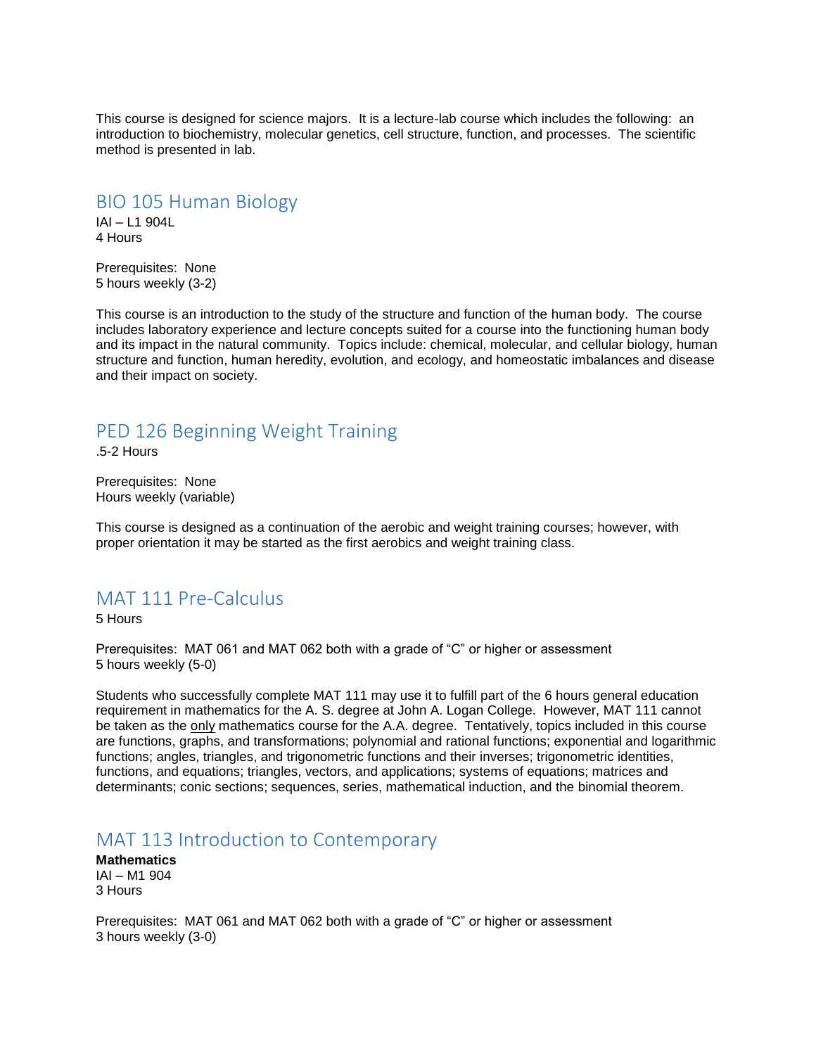This course is designed for science majors. It is a lecture-lab course which includes the following: an introduction to biochemistry, molecular genetics, cell structure, function, and processes. The scientific method is presented in lab.

## BIO 105 Human Biology

IAI – L1 904L
4 Hours

Prerequisites: None
5 hours weekly (3-2)

This course is an introduction to the study of the structure and function of the human body. The course includes laboratory experience and lecture concepts suited for a course into the functioning human body and its impact in the natural community. Topics include: chemical, molecular, and cellular biology, human structure and function, human heredity, evolution, and ecology, and homeostatic imbalances and disease and their impact on society.

## PED 126 Beginning Weight Training

.5-2 Hours

Prerequisites: None
Hours weekly (variable)

This course is designed as a continuation of the aerobic and weight training courses; however, with proper orientation it may be started as the first aerobics and weight training class.

## MAT 111 Pre-Calculus

5 Hours

Prerequisites: MAT 061 and MAT 062 both with a grade of "C" or higher or assessment
5 hours weekly (5-0)

Students who successfully complete MAT 111 may use it to fulfill part of the 6 hours general education requirement in mathematics for the A. S. degree at John A. Logan College. However, MAT 111 cannot be taken as the only mathematics course for the A.A. degree. Tentatively, topics included in this course are functions, graphs, and transformations; polynomial and rational functions; exponential and logarithmic functions; angles, triangles, and trigonometric functions and their inverses; trigonometric identities, functions, and equations; triangles, vectors, and applications; systems of equations; matrices and determinants; conic sections; sequences, series, mathematical induction, and the binomial theorem.

## MAT 113 Introduction to Contemporary

**Mathematics**
IAI – M1 904
3 Hours

Prerequisites: MAT 061 and MAT 062 both with a grade of "C" or higher or assessment
3 hours weekly (3-0)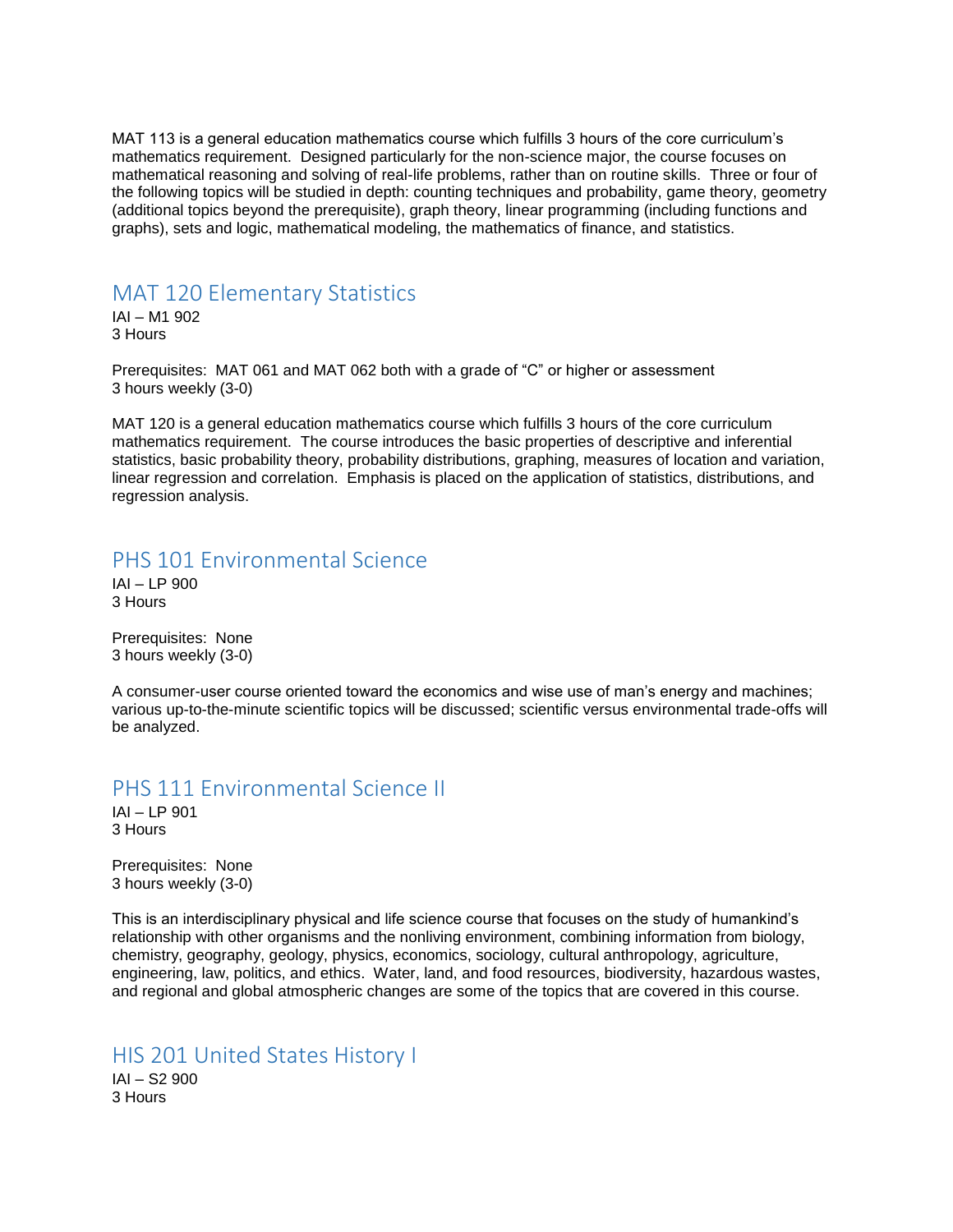MAT 113 is a general education mathematics course which fulfills 3 hours of the core curriculum's mathematics requirement. Designed particularly for the non-science major, the course focuses on mathematical reasoning and solving of real-life problems, rather than on routine skills. Three or four of the following topics will be studied in depth: counting techniques and probability, game theory, geometry (additional topics beyond the prerequisite), graph theory, linear programming (including functions and graphs), sets and logic, mathematical modeling, the mathematics of finance, and statistics.

## MAT 120 Elementary Statistics

IAI – M1 902
3 Hours

Prerequisites: MAT 061 and MAT 062 both with a grade of "C" or higher or assessment
3 hours weekly (3-0)

MAT 120 is a general education mathematics course which fulfills 3 hours of the core curriculum mathematics requirement. The course introduces the basic properties of descriptive and inferential statistics, basic probability theory, probability distributions, graphing, measures of location and variation, linear regression and correlation. Emphasis is placed on the application of statistics, distributions, and regression analysis.

## PHS 101 Environmental Science

IAI – LP 900
3 Hours

Prerequisites: None
3 hours weekly (3-0)

A consumer-user course oriented toward the economics and wise use of man's energy and machines; various up-to-the-minute scientific topics will be discussed; scientific versus environmental trade-offs will be analyzed.

## PHS 111 Environmental Science II

IAI – LP 901
3 Hours

Prerequisites: None
3 hours weekly (3-0)

This is an interdisciplinary physical and life science course that focuses on the study of humankind's relationship with other organisms and the nonliving environment, combining information from biology, chemistry, geography, geology, physics, economics, sociology, cultural anthropology, agriculture, engineering, law, politics, and ethics. Water, land, and food resources, biodiversity, hazardous wastes, and regional and global atmospheric changes are some of the topics that are covered in this course.

## HIS 201 United States History I

IAI – S2 900
3 Hours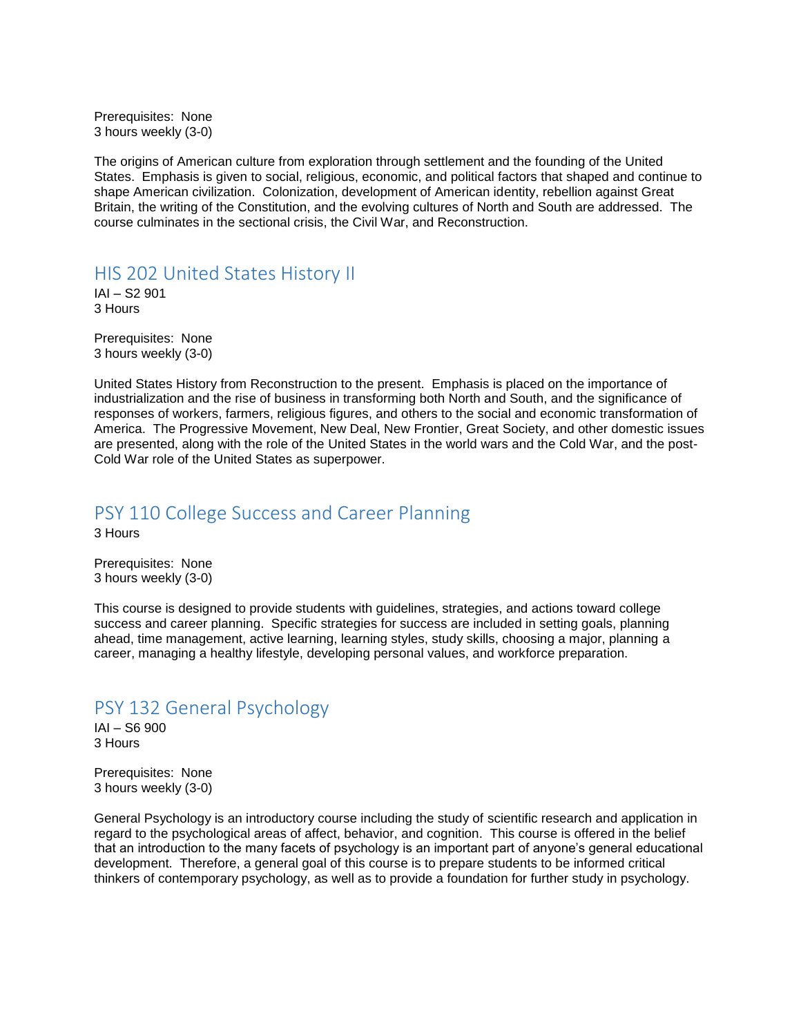Prerequisites: None
3 hours weekly (3-0)

The origins of American culture from exploration through settlement and the founding of the United States. Emphasis is given to social, religious, economic, and political factors that shaped and continue to shape American civilization. Colonization, development of American identity, rebellion against Great Britain, the writing of the Constitution, and the evolving cultures of North and South are addressed. The course culminates in the sectional crisis, the Civil War, and Reconstruction.

## HIS 202 United States History II

IAI – S2 901
3 Hours

Prerequisites: None
3 hours weekly (3-0)

United States History from Reconstruction to the present. Emphasis is placed on the importance of industrialization and the rise of business in transforming both North and South, and the significance of responses of workers, farmers, religious figures, and others to the social and economic transformation of America. The Progressive Movement, New Deal, New Frontier, Great Society, and other domestic issues are presented, along with the role of the United States in the world wars and the Cold War, and the post-Cold War role of the United States as superpower.

## PSY 110 College Success and Career Planning

3 Hours

Prerequisites: None
3 hours weekly (3-0)

This course is designed to provide students with guidelines, strategies, and actions toward college success and career planning. Specific strategies for success are included in setting goals, planning ahead, time management, active learning, learning styles, study skills, choosing a major, planning a career, managing a healthy lifestyle, developing personal values, and workforce preparation.

## PSY 132 General Psychology

IAI – S6 900
3 Hours

Prerequisites: None
3 hours weekly (3-0)

General Psychology is an introductory course including the study of scientific research and application in regard to the psychological areas of affect, behavior, and cognition. This course is offered in the belief that an introduction to the many facets of psychology is an important part of anyone's general educational development. Therefore, a general goal of this course is to prepare students to be informed critical thinkers of contemporary psychology, as well as to provide a foundation for further study in psychology.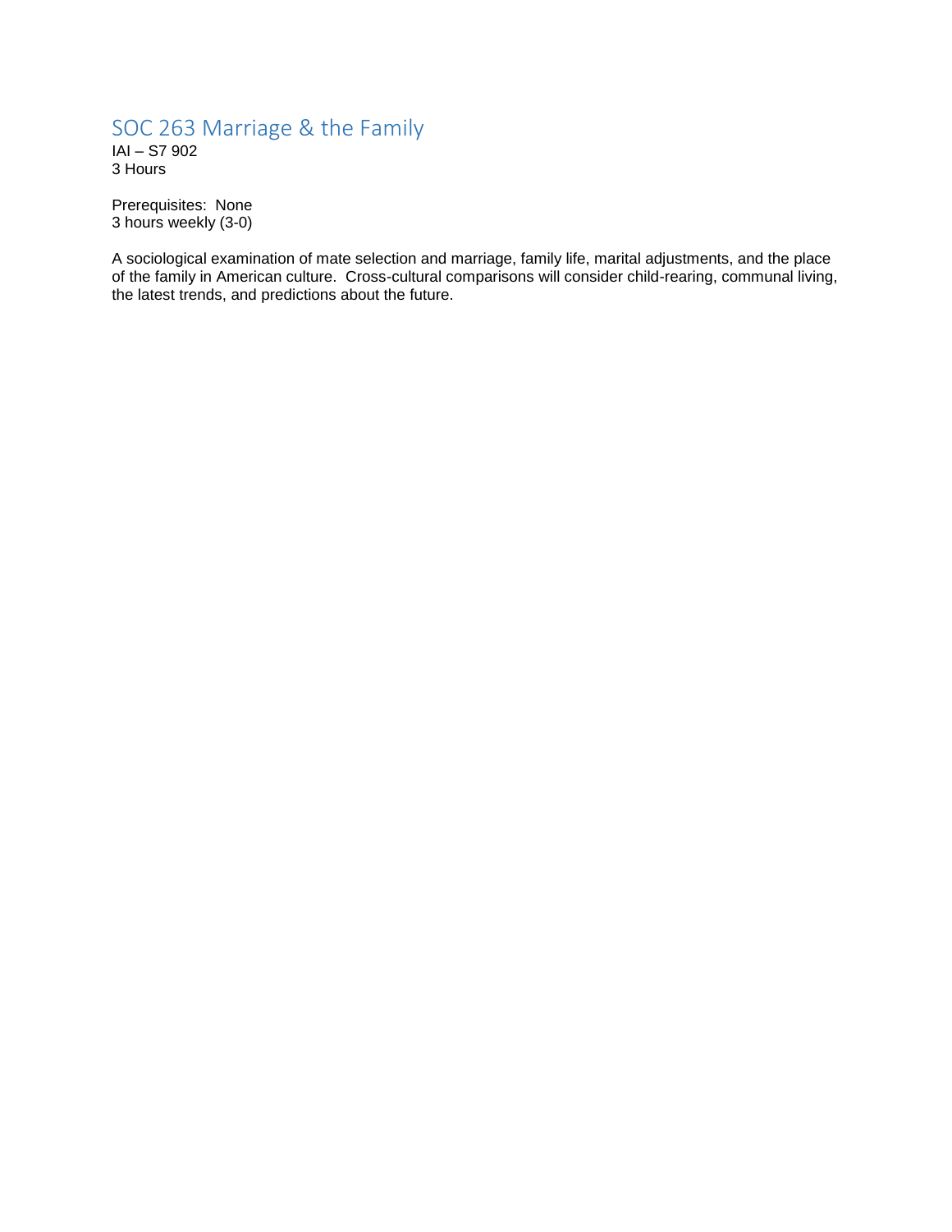## SOC 263 Marriage & the Family

IAI – S7 902
3 Hours

Prerequisites: None
3 hours weekly (3-0)

A sociological examination of mate selection and marriage, family life, marital adjustments, and the place of the family in American culture. Cross-cultural comparisons will consider child-rearing, communal living, the latest trends, and predictions about the future.